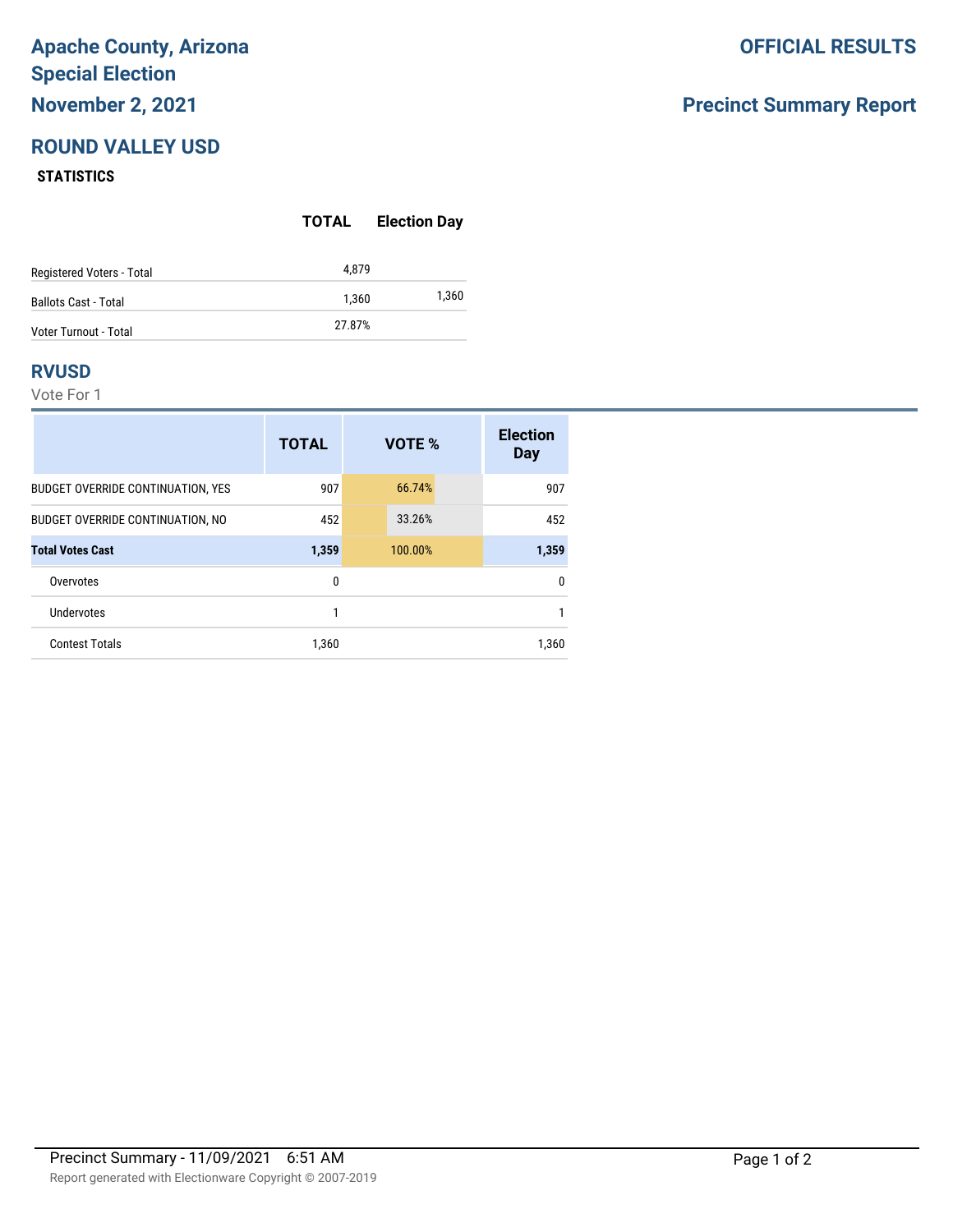# Apache County, Arizona Special Election November 2, 2021

**OFFICIAL RESULTS**

**Precinct Summary Report**

## ROUND VALLEY USD

### STATISTICS

| | TOTAL | Election Day |
|---|---|---|
| Registered Voters - Total | 4,879 | |
| Ballots Cast - Total | 1,360 | 1,360 |
| Voter Turnout - Total | 27.87% | |

## RVUSD

Vote For 1

| | TOTAL | VOTE % | Election Day |
|---|---|---|---|
| BUDGET OVERRIDE CONTINUATION, YES | 907 | 66.74% | 907 |
| BUDGET OVERRIDE CONTINUATION, NO | 452 | 33.26% | 452 |
| **Total Votes Cast** | **1,359** | 100.00% | **1,359** |
| Overvotes | 0 | | 0 |
| Undervotes | 1 | | 1 |
| Contest Totals | 1,360 | | 1,360 |

Precinct Summary - 11/09/2021 6:51 AM

Report generated with Electionware Copyright © 2007-2019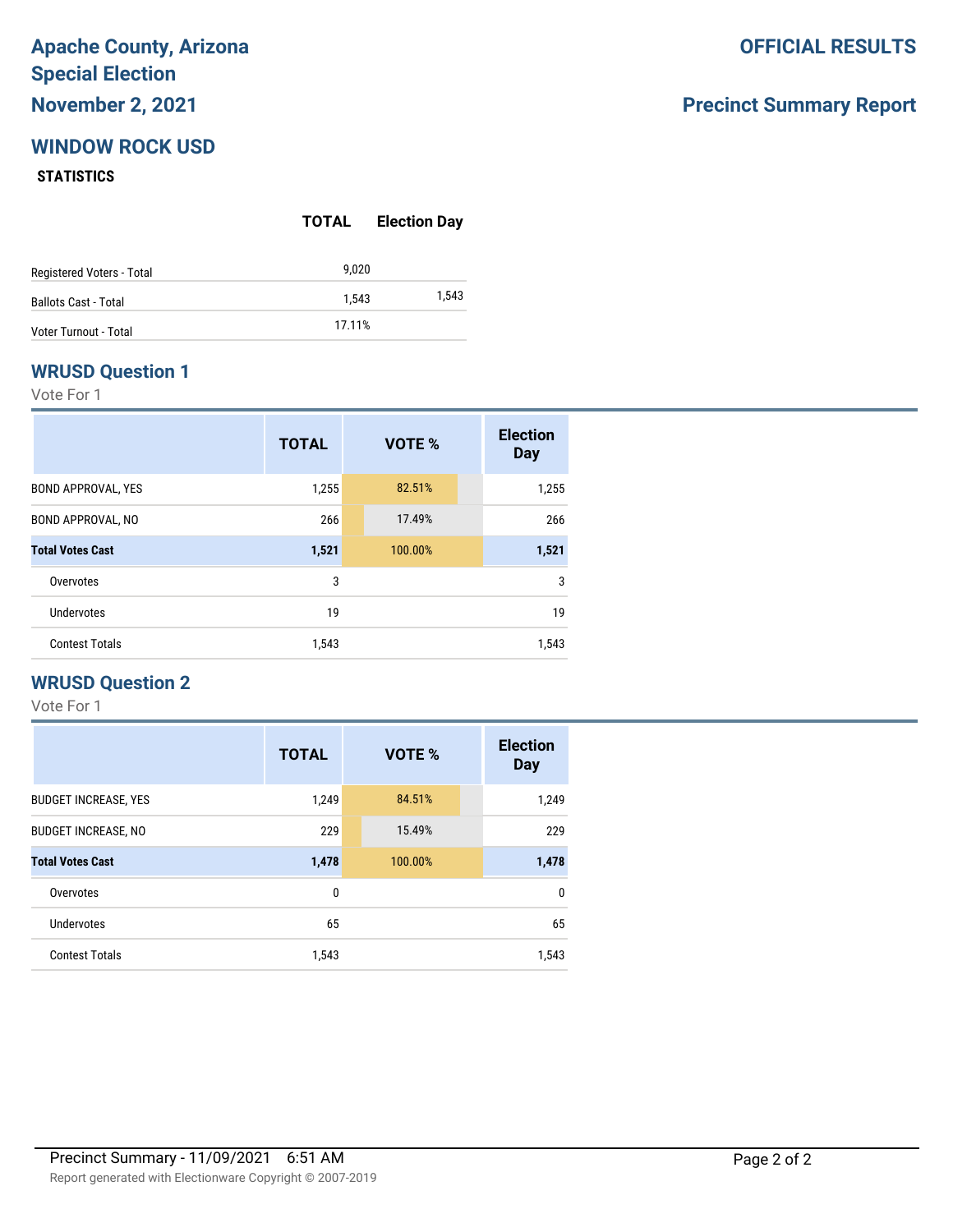# Apache County, Arizona
# Special Election
# November 2, 2021

**OFFICIAL RESULTS**

**Precinct Summary Report**

## WINDOW ROCK USD

### STATISTICS

| | TOTAL | Election Day |
|---|---|---|
| Registered Voters - Total | 9,020 | |
| Ballots Cast - Total | 1,543 | 1,543 |
| Voter Turnout - Total | 17.11% | |

## WRUSD Question 1

Vote For 1

| | TOTAL | VOTE % | Election Day |
|---|---|---|---|
| BOND APPROVAL, YES | 1,255 | 82.51% | 1,255 |
| BOND APPROVAL, NO | 266 | 17.49% | 266 |
| **Total Votes Cast** | **1,521** | 100.00% | **1,521** |
| Overvotes | 3 | | 3 |
| Undervotes | 19 | | 19 |
| Contest Totals | 1,543 | | 1,543 |

## WRUSD Question 2

Vote For 1

| | TOTAL | VOTE % | Election Day |
|---|---|---|---|
| BUDGET INCREASE, YES | 1,249 | 84.51% | 1,249 |
| BUDGET INCREASE, NO | 229 | 15.49% | 229 |
| **Total Votes Cast** | **1,478** | 100.00% | **1,478** |
| Overvotes | 0 | | 0 |
| Undervotes | 65 | | 65 |
| Contest Totals | 1,543 | | 1,543 |

Precinct Summary - 11/09/2021 6:51 AM

Report generated with Electionware Copyright © 2007-2019